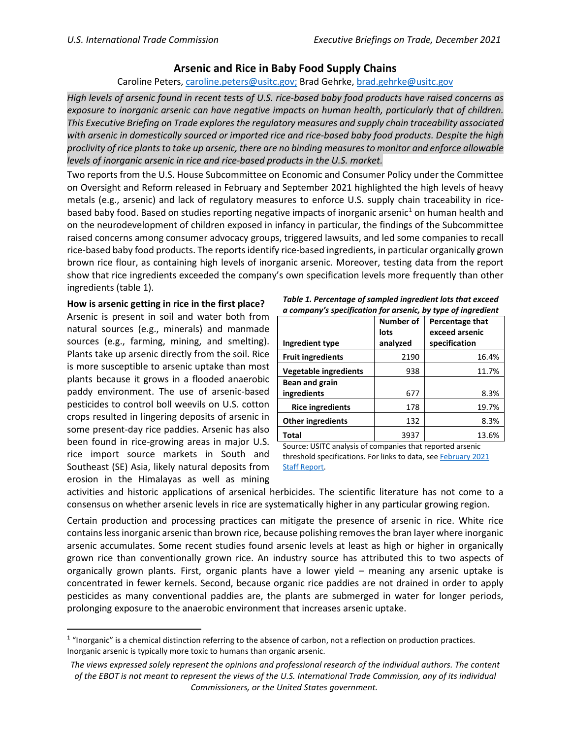# Arsenic and Rice in Baby Food Supply Chains

Caroline Peters, caroline.peters@usitc.gov; Brad Gehrke, brad.gehrke@usitc.gov

*High levels of arsenic found in recent tests of U.S. rice-based baby food products have raised concerns as exposure to inorganic arsenic can have negative impacts on human health, particularly that of children. This Executive Briefing on Trade explores the regulatory measures and supply chain traceability associated with arsenic in domestically sourced or imported rice and rice-based baby food products. Despite the high proclivity of rice plants to take up arsenic, there are no binding measures to monitor and enforce allowable levels of inorganic arsenic in rice and rice-based products in the U.S. market.*

Two reports from the U.S. House Subcommittee on Economic and Consumer Policy under the Committee on Oversight and Reform released in February and September 2021 highlighted the high levels of heavy metals (e.g., arsenic) and lack of regulatory measures to enforce U.S. supply chain traceability in rice-based baby food. Based on studies reporting negative impacts of inorganic arsenic[1] on human health and on the neurodevelopment of children exposed in infancy in particular, the findings of the Subcommittee raised concerns among consumer advocacy groups, triggered lawsuits, and led some companies to recall rice-based baby food products. The reports identify rice-based ingredients, in particular organically grown brown rice flour, as containing high levels of inorganic arsenic. Moreover, testing data from the report show that rice ingredients exceeded the company's own specification levels more frequently than other ingredients (table 1).

***Table 1. Percentage of sampled ingredient lots that exceed a company's specification for arsenic, by type of ingredient***

| Ingredient type | Number of lots analyzed | Percentage that exceed arsenic specification |
|---|---|---|
| **Fruit ingredients** | 2190 | 16.4% |
| **Vegetable ingredients** | 938 | 11.7% |
| **Bean and grain ingredients** | 677 | 8.3% |
| **Rice ingredients** | 178 | 19.7% |
| **Other ingredients** | 132 | 8.3% |
| **Total** | 3937 | 13.6% |

Source: USITC analysis of companies that reported arsenic threshold specifications. For links to data, see February 2021 Staff Report.

**How is arsenic getting in rice in the first place?**

Arsenic is present in soil and water both from natural sources (e.g., minerals) and manmade sources (e.g., farming, mining, and smelting). Plants take up arsenic directly from the soil. Rice is more susceptible to arsenic uptake than most plants because it grows in a flooded anaerobic paddy environment. The use of arsenic-based pesticides to control boll weevils on U.S. cotton crops resulted in lingering deposits of arsenic in some present-day rice paddies. Arsenic has also been found in rice-growing areas in major U.S. rice import source markets in South and Southeast (SE) Asia, likely natural deposits from erosion in the Himalayas as well as mining activities and historic applications of arsenical herbicides. The scientific literature has not come to a consensus on whether arsenic levels in rice are systematically higher in any particular growing region.

Certain production and processing practices can mitigate the presence of arsenic in rice. White rice contains less inorganic arsenic than brown rice, because polishing removes the bran layer where inorganic arsenic accumulates. Some recent studies found arsenic levels at least as high or higher in organically grown rice than conventionally grown rice. An industry source has attributed this to two aspects of organically grown plants. First, organic plants have a lower yield – meaning any arsenic uptake is concentrated in fewer kernels. Second, because organic rice paddies are not drained in order to apply pesticides as many conventional paddies are, the plants are submerged in water for longer periods, prolonging exposure to the anaerobic environment that increases arsenic uptake.

[1] "Inorganic" is a chemical distinction referring to the absence of carbon, not a reflection on production practices. Inorganic arsenic is typically more toxic to humans than organic arsenic.

*The views expressed solely represent the opinions and professional research of the individual authors. The content of the EBOT is not meant to represent the views of the U.S. International Trade Commission, any of its individual Commissioners, or the United States government.*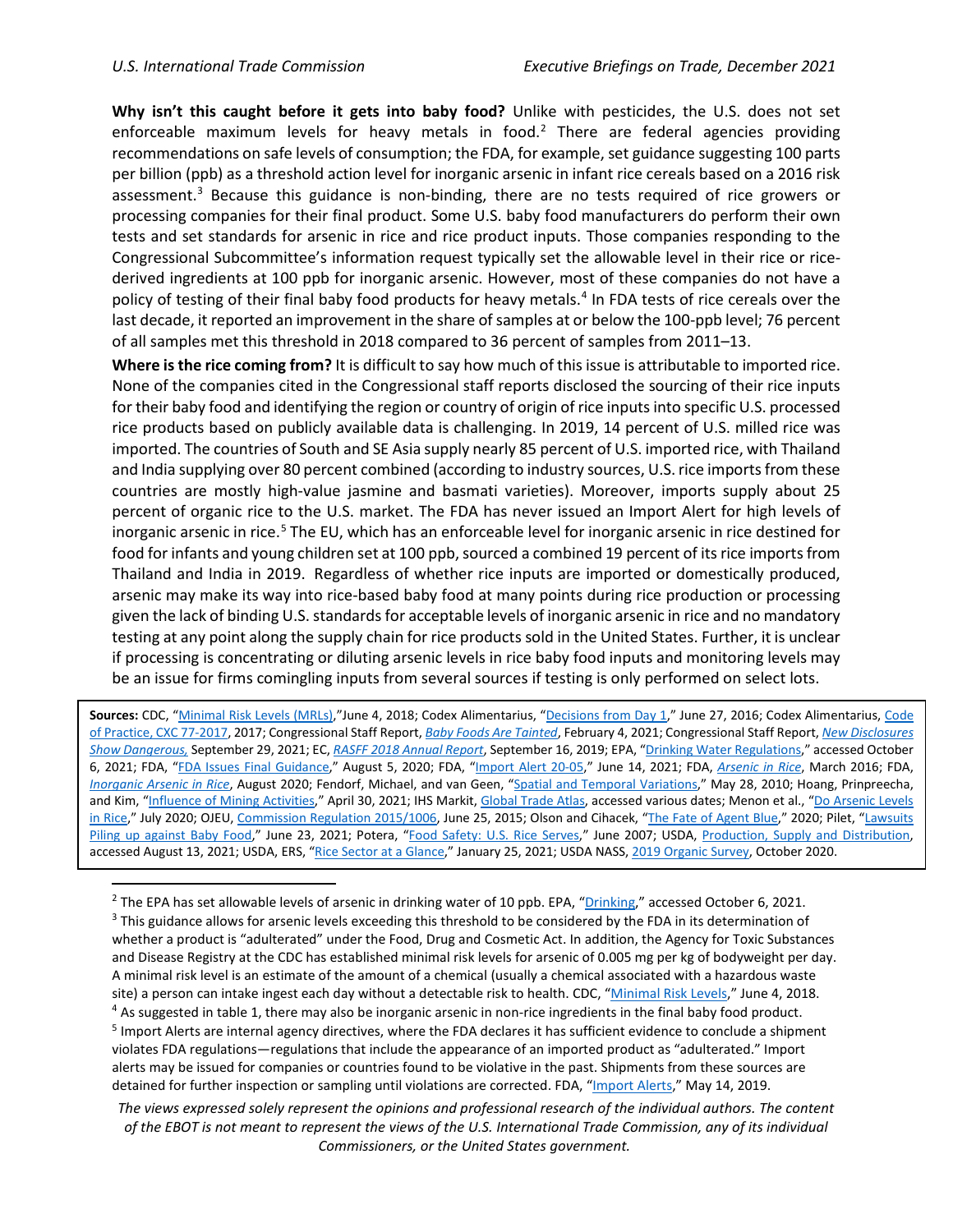**Why isn't this caught before it gets into baby food?** Unlike with pesticides, the U.S. does not set enforceable maximum levels for heavy metals in food.[2] There are federal agencies providing recommendations on safe levels of consumption; the FDA, for example, set guidance suggesting 100 parts per billion (ppb) as a threshold action level for inorganic arsenic in infant rice cereals based on a 2016 risk assessment.[3] Because this guidance is non-binding, there are no tests required of rice growers or processing companies for their final product. Some U.S. baby food manufacturers do perform their own tests and set standards for arsenic in rice and rice product inputs. Those companies responding to the Congressional Subcommittee's information request typically set the allowable level in their rice or rice-derived ingredients at 100 ppb for inorganic arsenic. However, most of these companies do not have a policy of testing of their final baby food products for heavy metals.[4] In FDA tests of rice cereals over the last decade, it reported an improvement in the share of samples at or below the 100-ppb level; 76 percent of all samples met this threshold in 2018 compared to 36 percent of samples from 2011–13.

**Where is the rice coming from?** It is difficult to say how much of this issue is attributable to imported rice. None of the companies cited in the Congressional staff reports disclosed the sourcing of their rice inputs for their baby food and identifying the region or country of origin of rice inputs into specific U.S. processed rice products based on publicly available data is challenging. In 2019, 14 percent of U.S. milled rice was imported. The countries of South and SE Asia supply nearly 85 percent of U.S. imported rice, with Thailand and India supplying over 80 percent combined (according to industry sources, U.S. rice imports from these countries are mostly high-value jasmine and basmati varieties). Moreover, imports supply about 25 percent of organic rice to the U.S. market. The FDA has never issued an Import Alert for high levels of inorganic arsenic in rice.[5] The EU, which has an enforceable level for inorganic arsenic in rice destined for food for infants and young children set at 100 ppb, sourced a combined 19 percent of its rice imports from Thailand and India in 2019. Regardless of whether rice inputs are imported or domestically produced, arsenic may make its way into rice-based baby food at many points during rice production or processing given the lack of binding U.S. standards for acceptable levels of inorganic arsenic in rice and no mandatory testing at any point along the supply chain for rice products sold in the United States. Further, it is unclear if processing is concentrating or diluting arsenic levels in rice baby food inputs and monitoring levels may be an issue for firms comingling inputs from several sources if testing is only performed on select lots.

**Sources:** CDC, "Minimal Risk Levels (MRLs)," June 4, 2018; Codex Alimentarius, "Decisions from Day 1," June 27, 2016; Codex Alimentarius, Code of Practice, CXC 77-2017, 2017; Congressional Staff Report, *Baby Foods Are Tainted*, February 4, 2021; Congressional Staff Report, *New Disclosures Show Dangerous,* September 29, 2021; EC, *RASFF 2018 Annual Report*, September 16, 2019; EPA, "Drinking Water Regulations," accessed October 6, 2021; FDA, "FDA Issues Final Guidance," August 5, 2020; FDA, "Import Alert 20-05," June 14, 2021; FDA, *Arsenic in Rice*, March 2016; FDA, *Inorganic Arsenic in Rice*, August 2020; Fendorf, Michael, and van Geen, "Spatial and Temporal Variations," May 28, 2010; Hoang, Prinpreecha, and Kim, "Influence of Mining Activities," April 30, 2021; IHS Markit, Global Trade Atlas, accessed various dates; Menon et al., "Do Arsenic Levels in Rice," July 2020; OJEU, Commission Regulation 2015/1006, June 25, 2015; Olson and Cihacek, "The Fate of Agent Blue," 2020; Pilet, "Lawsuits Piling up against Baby Food," June 23, 2021; Potera, "Food Safety: U.S. Rice Serves," June 2007; USDA, Production, Supply and Distribution, accessed August 13, 2021; USDA, ERS, "Rice Sector at a Glance," January 25, 2021; USDA NASS, 2019 Organic Survey, October 2020.

[2] The EPA has set allowable levels of arsenic in drinking water of 10 ppb. EPA, "Drinking," accessed October 6, 2021.

[3] This guidance allows for arsenic levels exceeding this threshold to be considered by the FDA in its determination of whether a product is "adulterated" under the Food, Drug and Cosmetic Act. In addition, the Agency for Toxic Substances and Disease Registry at the CDC has established minimal risk levels for arsenic of 0.005 mg per kg of bodyweight per day. A minimal risk level is an estimate of the amount of a chemical (usually a chemical associated with a hazardous waste site) a person can intake ingest each day without a detectable risk to health. CDC, "Minimal Risk Levels," June 4, 2018.

[4] As suggested in table 1, there may also be inorganic arsenic in non-rice ingredients in the final baby food product.

[5] Import Alerts are internal agency directives, where the FDA declares it has sufficient evidence to conclude a shipment violates FDA regulations—regulations that include the appearance of an imported product as "adulterated." Import alerts may be issued for companies or countries found to be violative in the past. Shipments from these sources are detained for further inspection or sampling until violations are corrected. FDA, "Import Alerts," May 14, 2019.

*The views expressed solely represent the opinions and professional research of the individual authors. The content of the EBOT is not meant to represent the views of the U.S. International Trade Commission, any of its individual Commissioners, or the United States government.*